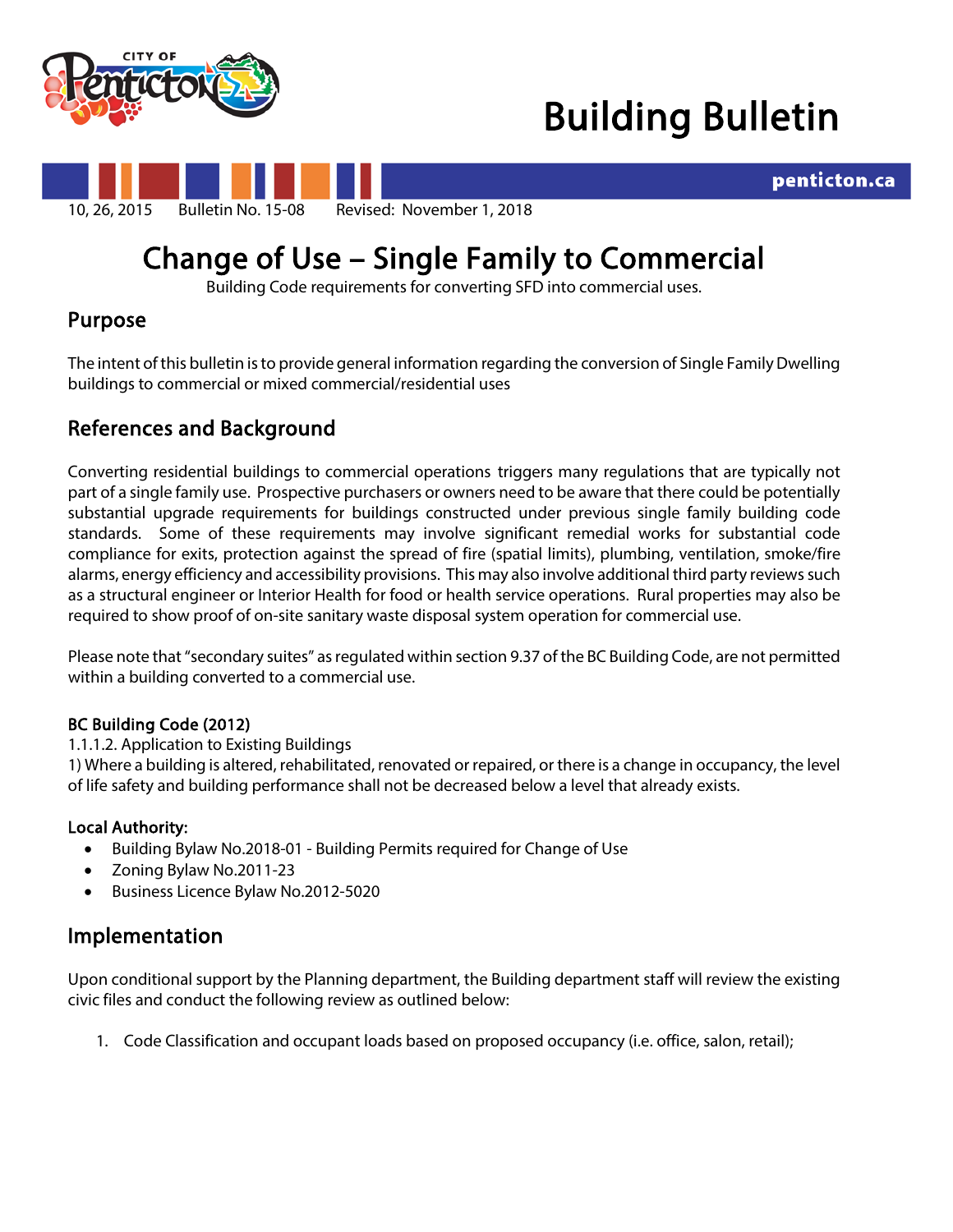# Building Bulletin

penticton.ca

10, 26, 2015 Bulletin No. 15-08 Revised: November 1, 2018

# Change of Use – Single Family to Commercial

Building Code requirements for converting SFD into commercial uses.

## Purpose

The intent of this bulletin is to provide general information regarding the conversion of Single Family Dwelling buildings to commercial or mixed commercial/residential uses

## References and Background

Converting residential buildings to commercial operations triggers many regulations that are typically not part of a single family use. Prospective purchasers or owners need to be aware that there could be potentially substantial upgrade requirements for buildings constructed under previous single family building code standards. Some of these requirements may involve significant remedial works for substantial code compliance for exits, protection against the spread of fire (spatial limits), plumbing, ventilation, smoke/fire alarms, energy efficiency and accessibility provisions. This may also involve additional third party reviews such as a structural engineer or Interior Health for food or health service operations. Rural properties may also be required to show proof of on-site sanitary waste disposal system operation for commercial use.

Please note that "secondary suites" as regulated within section 9.37 of the BC Building Code, are not permitted within a building converted to a commercial use.

### BC Building Code (2012)

1.1.1.2. Application to Existing Buildings

1) Where a building is altered, rehabilitated, renovated or repaired, or there is a change in occupancy, the level of life safety and building performance shall not be decreased below a level that already exists.

### Local Authority:

- Building Bylaw No.2018-01 - Building Permits required for Change of Use
- Zoning Bylaw No.2011-23
- Business Licence Bylaw No.2012-5020

## Implementation

Upon conditional support by the Planning department, the Building department staff will review the existing civic files and conduct the following review as outlined below:

1. Code Classification and occupant loads based on proposed occupancy (i.e. office, salon, retail);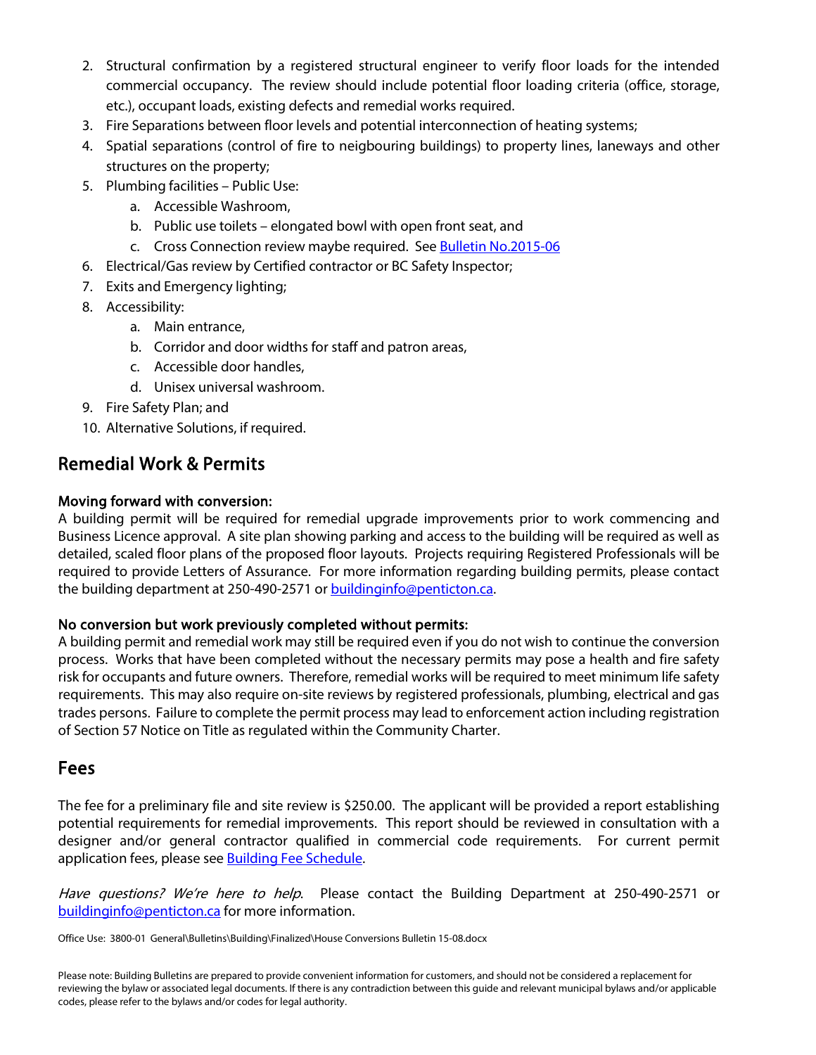2. Structural confirmation by a registered structural engineer to verify floor loads for the intended commercial occupancy. The review should include potential floor loading criteria (office, storage, etc.), occupant loads, existing defects and remedial works required.
3. Fire Separations between floor levels and potential interconnection of heating systems;
4. Spatial separations (control of fire to neigbouring buildings) to property lines, laneways and other structures on the property;
5. Plumbing facilities – Public Use:
   a. Accessible Washroom,
   b. Public use toilets – elongated bowl with open front seat, and
   c. Cross Connection review maybe required. See [Bulletin No.2015-06]
6. Electrical/Gas review by Certified contractor or BC Safety Inspector;
7. Exits and Emergency lighting;
8. Accessibility:
   a. Main entrance,
   b. Corridor and door widths for staff and patron areas,
   c. Accessible door handles,
   d. Unisex universal washroom.
9. Fire Safety Plan; and
10. Alternative Solutions, if required.

## Remedial Work & Permits

**Moving forward with conversion:**

A building permit will be required for remedial upgrade improvements prior to work commencing and Business Licence approval. A site plan showing parking and access to the building will be required as well as detailed, scaled floor plans of the proposed floor layouts. Projects requiring Registered Professionals will be required to provide Letters of Assurance. For more information regarding building permits, please contact the building department at 250-490-2571 or buildinginfo@penticton.ca.

**No conversion but work previously completed without permits:**

A building permit and remedial work may still be required even if you do not wish to continue the conversion process. Works that have been completed without the necessary permits may pose a health and fire safety risk for occupants and future owners. Therefore, remedial works will be required to meet minimum life safety requirements. This may also require on-site reviews by registered professionals, plumbing, electrical and gas trades persons. Failure to complete the permit process may lead to enforcement action including registration of Section 57 Notice on Title as regulated within the Community Charter.

## Fees

The fee for a preliminary file and site review is $250.00. The applicant will be provided a report establishing potential requirements for remedial improvements. This report should be reviewed in consultation with a designer and/or general contractor qualified in commercial code requirements. For current permit application fees, please see Building Fee Schedule.

*Have questions? We're here to help*. Please contact the Building Department at 250-490-2571 or buildinginfo@penticton.ca for more information.

Office Use: 3800-01 General\Bulletins\Building\Finalized\House Conversions Bulletin 15-08.docx

Please note: Building Bulletins are prepared to provide convenient information for customers, and should not be considered a replacement for reviewing the bylaw or associated legal documents. If there is any contradiction between this guide and relevant municipal bylaws and/or applicable codes, please refer to the bylaws and/or codes for legal authority.